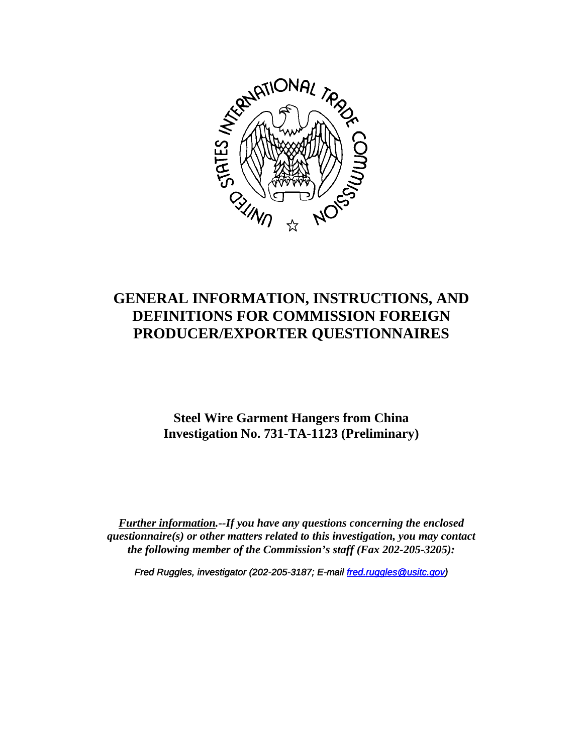# GENERAL INFORMATION, INSTRUCTIONS, AND DEFINITIONS FOR COMMISSION FOREIGN PRODUCER/EXPORTER QUESTIONNAIRES

**Steel Wire Garment Hangers from China**
**Investigation No. 731-TA-1123 (Preliminary)**

***Further information.--If you have any questions concerning the enclosed questionnaire(s) or other matters related to this investigation, you may contact the following member of the Commission's staff (Fax 202-205-3205):***

*Fred Ruggles, investigator (202-205-3187; E-mail fred.ruggles@usitc.gov)*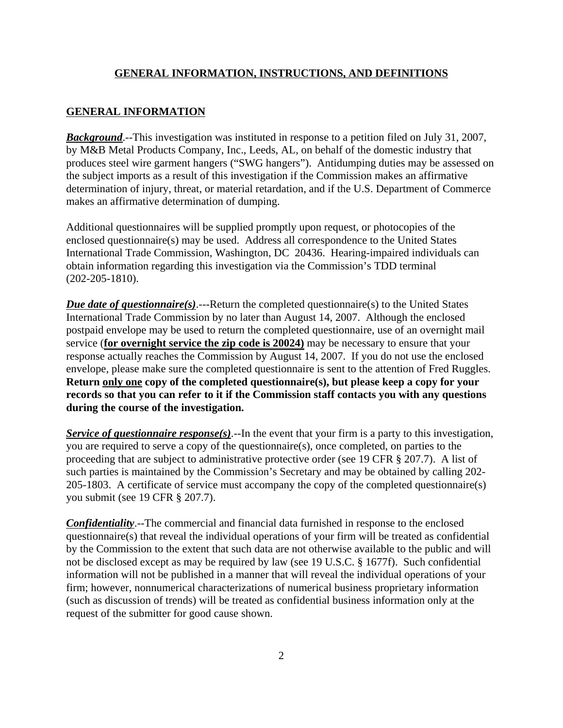## GENERAL INFORMATION, INSTRUCTIONS, AND DEFINITIONS

### GENERAL INFORMATION

***Background***.--This investigation was instituted in response to a petition filed on July 31, 2007, by M&B Metal Products Company, Inc., Leeds, AL, on behalf of the domestic industry that produces steel wire garment hangers ("SWG hangers"). Antidumping duties may be assessed on the subject imports as a result of this investigation if the Commission makes an affirmative determination of injury, threat, or material retardation, and if the U.S. Department of Commerce makes an affirmative determination of dumping.

Additional questionnaires will be supplied promptly upon request, or photocopies of the enclosed questionnaire(s) may be used. Address all correspondence to the United States International Trade Commission, Washington, DC 20436. Hearing-impaired individuals can obtain information regarding this investigation via the Commission's TDD terminal (202-205-1810).

***Due date of questionnaire(s)***.---Return the completed questionnaire(s) to the United States International Trade Commission by no later than August 14, 2007. Although the enclosed postpaid envelope may be used to return the completed questionnaire, use of an overnight mail service (**for overnight service the zip code is 20024)** may be necessary to ensure that your response actually reaches the Commission by August 14, 2007. If you do not use the enclosed envelope, please make sure the completed questionnaire is sent to the attention of Fred Ruggles. **Return only one copy of the completed questionnaire(s), but please keep a copy for your records so that you can refer to it if the Commission staff contacts you with any questions during the course of the investigation.**

***Service of questionnaire response(s)***.--In the event that your firm is a party to this investigation, you are required to serve a copy of the questionnaire(s), once completed, on parties to the proceeding that are subject to administrative protective order (see 19 CFR § 207.7). A list of such parties is maintained by the Commission's Secretary and may be obtained by calling 202-205-1803. A certificate of service must accompany the copy of the completed questionnaire(s) you submit (see 19 CFR § 207.7).

***Confidentiality***.--The commercial and financial data furnished in response to the enclosed questionnaire(s) that reveal the individual operations of your firm will be treated as confidential by the Commission to the extent that such data are not otherwise available to the public and will not be disclosed except as may be required by law (see 19 U.S.C. § 1677f). Such confidential information will not be published in a manner that will reveal the individual operations of your firm; however, nonnumerical characterizations of numerical business proprietary information (such as discussion of trends) will be treated as confidential business information only at the request of the submitter for good cause shown.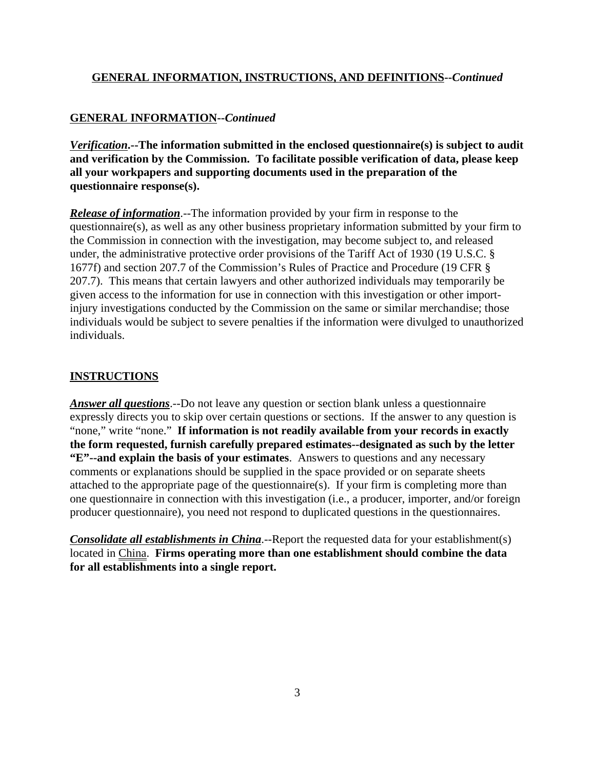## GENERAL INFORMATION, INSTRUCTIONS, AND DEFINITIONS--*Continued*

### GENERAL INFORMATION--*Continued*

***Verification*.--The information submitted in the enclosed questionnaire(s) is subject to audit and verification by the Commission. To facilitate possible verification of data, please keep all your workpapers and supporting documents used in the preparation of the questionnaire response(s).**

***Release of information***.--The information provided by your firm in response to the questionnaire(s), as well as any other business proprietary information submitted by your firm to the Commission in connection with the investigation, may become subject to, and released under, the administrative protective order provisions of the Tariff Act of 1930 (19 U.S.C. § 1677f) and section 207.7 of the Commission's Rules of Practice and Procedure (19 CFR § 207.7). This means that certain lawyers and other authorized individuals may temporarily be given access to the information for use in connection with this investigation or other import-injury investigations conducted by the Commission on the same or similar merchandise; those individuals would be subject to severe penalties if the information were divulged to unauthorized individuals.

### INSTRUCTIONS

***Answer all questions***.--Do not leave any question or section blank unless a questionnaire expressly directs you to skip over certain questions or sections. If the answer to any question is "none," write "none." **If information is not readily available from your records in exactly the form requested, furnish carefully prepared estimates--designated as such by the letter "E"--and explain the basis of your estimates**. Answers to questions and any necessary comments or explanations should be supplied in the space provided or on separate sheets attached to the appropriate page of the questionnaire(s). If your firm is completing more than one questionnaire in connection with this investigation (i.e., a producer, importer, and/or foreign producer questionnaire), you need not respond to duplicated questions in the questionnaires.

***Consolidate all establishments in China***.--Report the requested data for your establishment(s) located in China. **Firms operating more than one establishment should combine the data for all establishments into a single report.**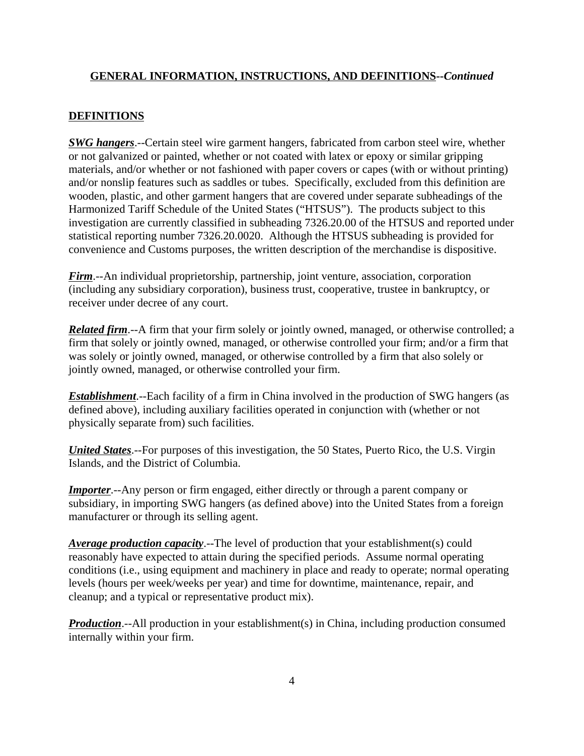## GENERAL INFORMATION, INSTRUCTIONS, AND DEFINITIONS--*Continued*

## DEFINITIONS

***SWG hangers***.--Certain steel wire garment hangers, fabricated from carbon steel wire, whether or not galvanized or painted, whether or not coated with latex or epoxy or similar gripping materials, and/or whether or not fashioned with paper covers or capes (with or without printing) and/or nonslip features such as saddles or tubes. Specifically, excluded from this definition are wooden, plastic, and other garment hangers that are covered under separate subheadings of the Harmonized Tariff Schedule of the United States ("HTSUS"). The products subject to this investigation are currently classified in subheading 7326.20.00 of the HTSUS and reported under statistical reporting number 7326.20.0020. Although the HTSUS subheading is provided for convenience and Customs purposes, the written description of the merchandise is dispositive.

***Firm***.--An individual proprietorship, partnership, joint venture, association, corporation (including any subsidiary corporation), business trust, cooperative, trustee in bankruptcy, or receiver under decree of any court.

***Related firm***.--A firm that your firm solely or jointly owned, managed, or otherwise controlled; a firm that solely or jointly owned, managed, or otherwise controlled your firm; and/or a firm that was solely or jointly owned, managed, or otherwise controlled by a firm that also solely or jointly owned, managed, or otherwise controlled your firm.

***Establishment***.--Each facility of a firm in China involved in the production of SWG hangers (as defined above), including auxiliary facilities operated in conjunction with (whether or not physically separate from) such facilities.

***United States***.--For purposes of this investigation, the 50 States, Puerto Rico, the U.S. Virgin Islands, and the District of Columbia.

***Importer***.--Any person or firm engaged, either directly or through a parent company or subsidiary, in importing SWG hangers (as defined above) into the United States from a foreign manufacturer or through its selling agent.

***Average production capacity***.--The level of production that your establishment(s) could reasonably have expected to attain during the specified periods. Assume normal operating conditions (i.e., using equipment and machinery in place and ready to operate; normal operating levels (hours per week/weeks per year) and time for downtime, maintenance, repair, and cleanup; and a typical or representative product mix).

***Production***.--All production in your establishment(s) in China, including production consumed internally within your firm.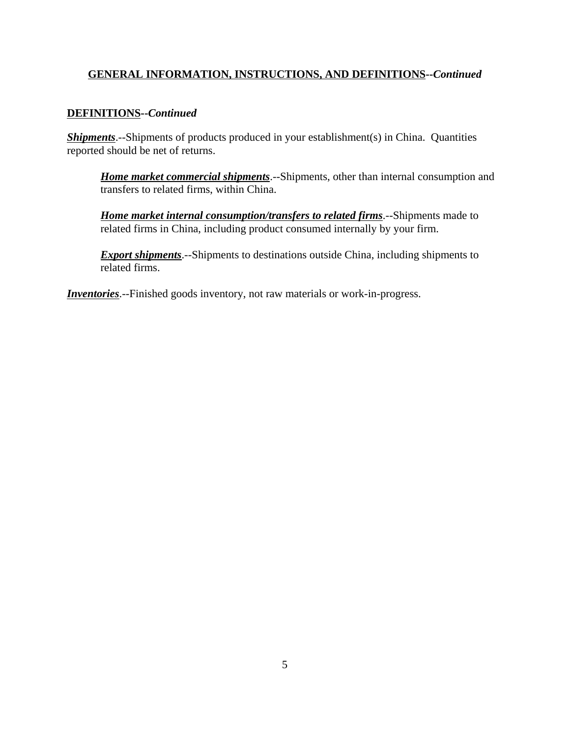## **GENERAL INFORMATION, INSTRUCTIONS, AND DEFINITIONS**--*Continued*

**DEFINITIONS**--*Continued*

***Shipments***.--Shipments of products produced in your establishment(s) in China. Quantities reported should be net of returns.

> ***Home market commercial shipments***.--Shipments, other than internal consumption and transfers to related firms, within China.
>
> ***Home market internal consumption/transfers to related firms***.--Shipments made to related firms in China, including product consumed internally by your firm.
>
> ***Export shipments***.--Shipments to destinations outside China, including shipments to related firms.

***Inventories***.--Finished goods inventory, not raw materials or work-in-progress.